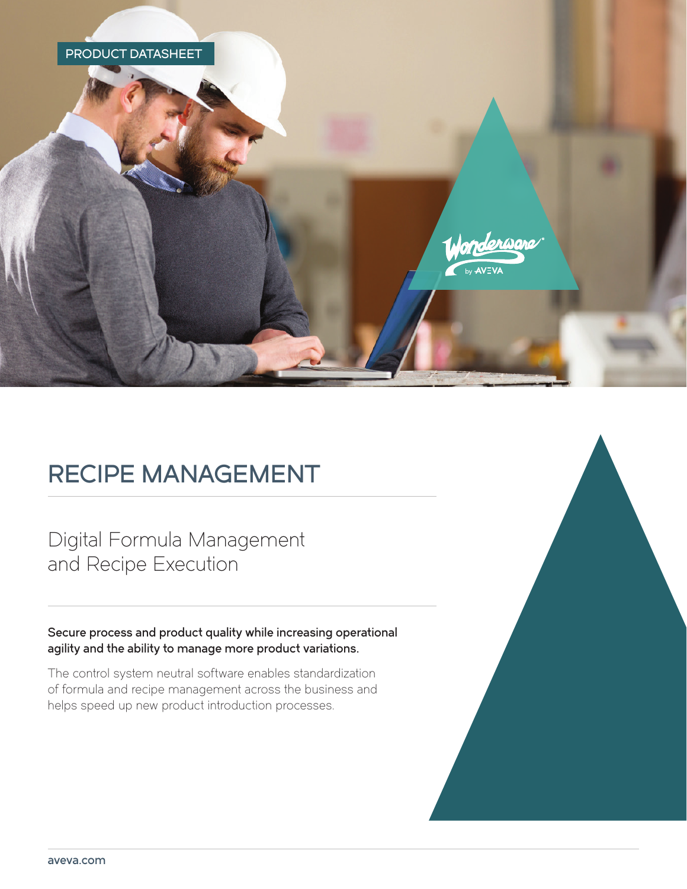PRODUCT DATASHEET

# RECIPE MANAGEMENT

## Digital Formula Management and Recipe Execution

**Secure process and product quality while increasing operational agility and the ability to manage more product variations.**

The control system neutral software enables standardization of formula and recipe management across the business and helps speed up new product introduction processes.

aveva.com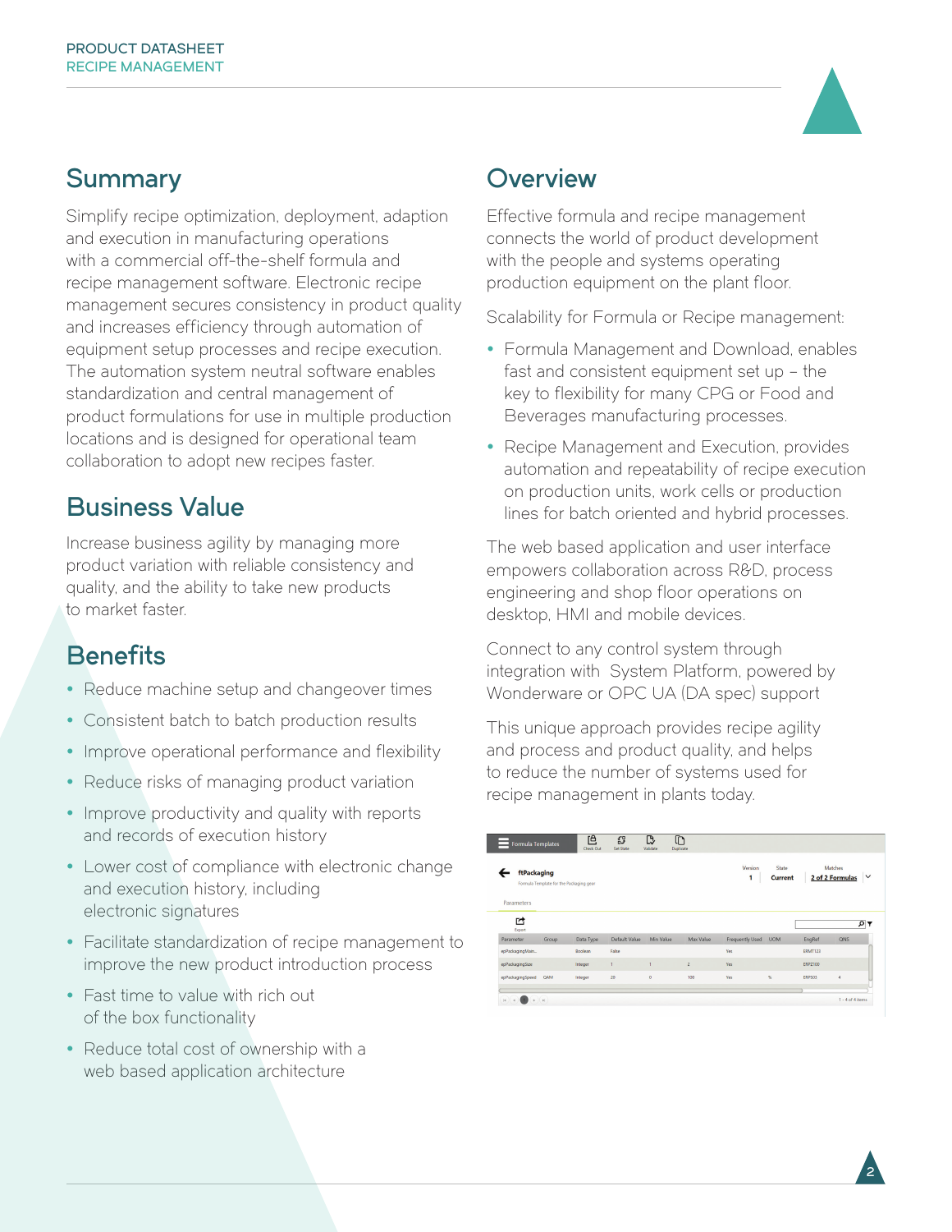## Summary

Simplify recipe optimization, deployment, adaption and execution in manufacturing operations with a commercial off-the-shelf formula and recipe management software. Electronic recipe management secures consistency in product quality and increases efficiency through automation of equipment setup processes and recipe execution. The automation system neutral software enables standardization and central management of product formulations for use in multiple production locations and is designed for operational team collaboration to adopt new recipes faster.

## Business Value

Increase business agility by managing more product variation with reliable consistency and quality, and the ability to take new products to market faster.

## Benefits

- Reduce machine setup and changeover times
- Consistent batch to batch production results
- Improve operational performance and flexibility
- Reduce risks of managing product variation
- Improve productivity and quality with reports and records of execution history
- Lower cost of compliance with electronic change and execution history, including electronic signatures
- Facilitate standardization of recipe management to improve the new product introduction process
- Fast time to value with rich out of the box functionality
- Reduce total cost of ownership with a web based application architecture

## Overview

Effective formula and recipe management connects the world of product development with the people and systems operating production equipment on the plant floor.

Scalability for Formula or Recipe management:

- Formula Management and Download, enables fast and consistent equipment set up – the key to flexibility for many CPG or Food and Beverages manufacturing processes.
- Recipe Management and Execution, provides automation and repeatability of recipe execution on production units, work cells or production lines for batch oriented and hybrid processes.

The web based application and user interface empowers collaboration across R&D, process engineering and shop floor operations on desktop, HMI and mobile devices.

Connect to any control system through integration with System Platform, powered by Wonderware or OPC UA (DA spec) support

This unique approach provides recipe agility and process and product quality, and helps to reduce the number of systems used for recipe management in plants today.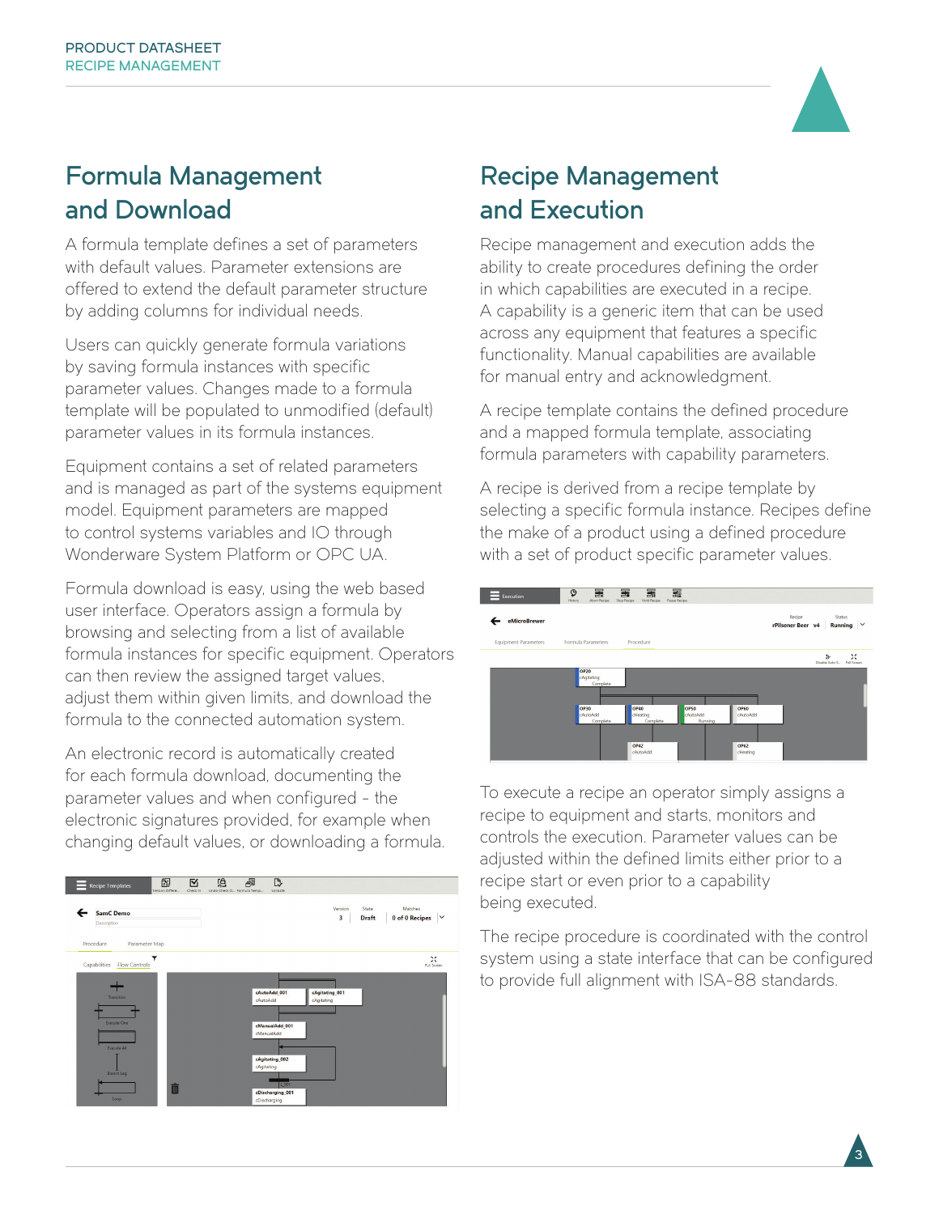## Formula Management and Download

A formula template defines a set of parameters with default values. Parameter extensions are offered to extend the default parameter structure by adding columns for individual needs.

Users can quickly generate formula variations by saving formula instances with specific parameter values. Changes made to a formula template will be populated to unmodified (default) parameter values in its formula instances.

Equipment contains a set of related parameters and is managed as part of the systems equipment model. Equipment parameters are mapped to control systems variables and IO through Wonderware System Platform or OPC UA.

Formula download is easy, using the web based user interface. Operators assign a formula by browsing and selecting from a list of available formula instances for specific equipment. Operators can then review the assigned target values, adjust them within given limits, and download the formula to the connected automation system.

An electronic record is automatically created for each formula download, documenting the parameter values and when configured - the electronic signatures provided, for example when changing default values, or downloading a formula.

## Recipe Management and Execution

Recipe management and execution adds the ability to create procedures defining the order in which capabilities are executed in a recipe. A capability is a generic item that can be used across any equipment that features a specific functionality. Manual capabilities are available for manual entry and acknowledgment.

A recipe template contains the defined procedure and a mapped formula template, associating formula parameters with capability parameters.

A recipe is derived from a recipe template by selecting a specific formula instance. Recipes define the make of a product using a defined procedure with a set of product specific parameter values.

To execute a recipe an operator simply assigns a recipe to equipment and starts, monitors and controls the execution. Parameter values can be adjusted within the defined limits either prior to a recipe start or even prior to a capability being executed.

The recipe procedure is coordinated with the control system using a state interface that can be configured to provide full alignment with ISA-88 standards.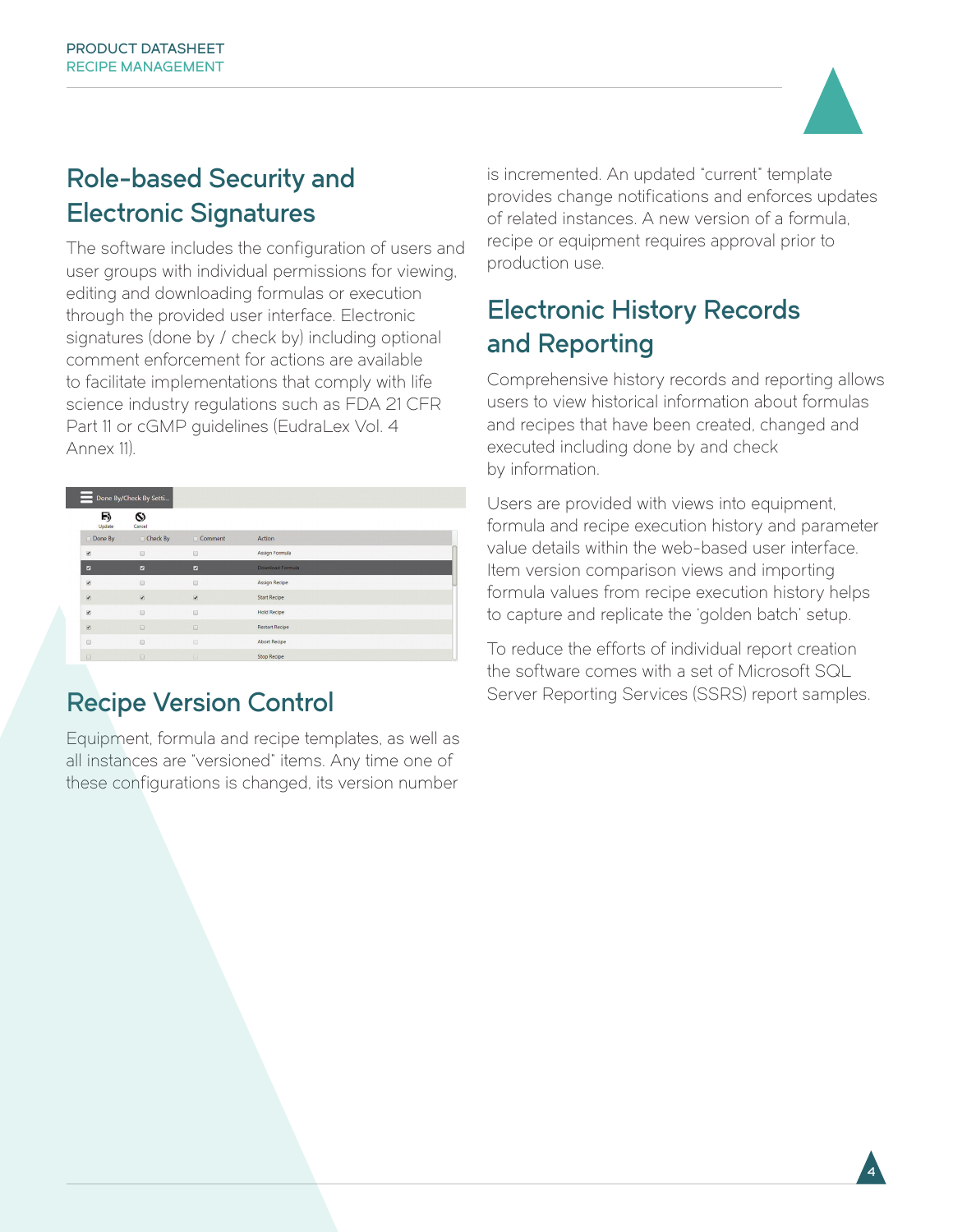## Role-based Security and Electronic Signatures

The software includes the configuration of users and user groups with individual permissions for viewing, editing and downloading formulas or execution through the provided user interface. Electronic signatures (done by / check by) including optional comment enforcement for actions are available to facilitate implementations that comply with life science industry regulations such as FDA 21 CFR Part 11 or cGMP guidelines (EudraLex Vol. 4 Annex 11).

## Recipe Version Control

Equipment, formula and recipe templates, as well as all instances are "versioned" items. Any time one of these configurations is changed, its version number is incremented. An updated "current" template provides change notifications and enforces updates of related instances. A new version of a formula, recipe or equipment requires approval prior to production use.

## Electronic History Records and Reporting

Comprehensive history records and reporting allows users to view historical information about formulas and recipes that have been created, changed and executed including done by and check by information.

Users are provided with views into equipment, formula and recipe execution history and parameter value details within the web-based user interface. Item version comparison views and importing formula values from recipe execution history helps to capture and replicate the 'golden batch' setup.

To reduce the efforts of individual report creation the software comes with a set of Microsoft SQL Server Reporting Services (SSRS) report samples.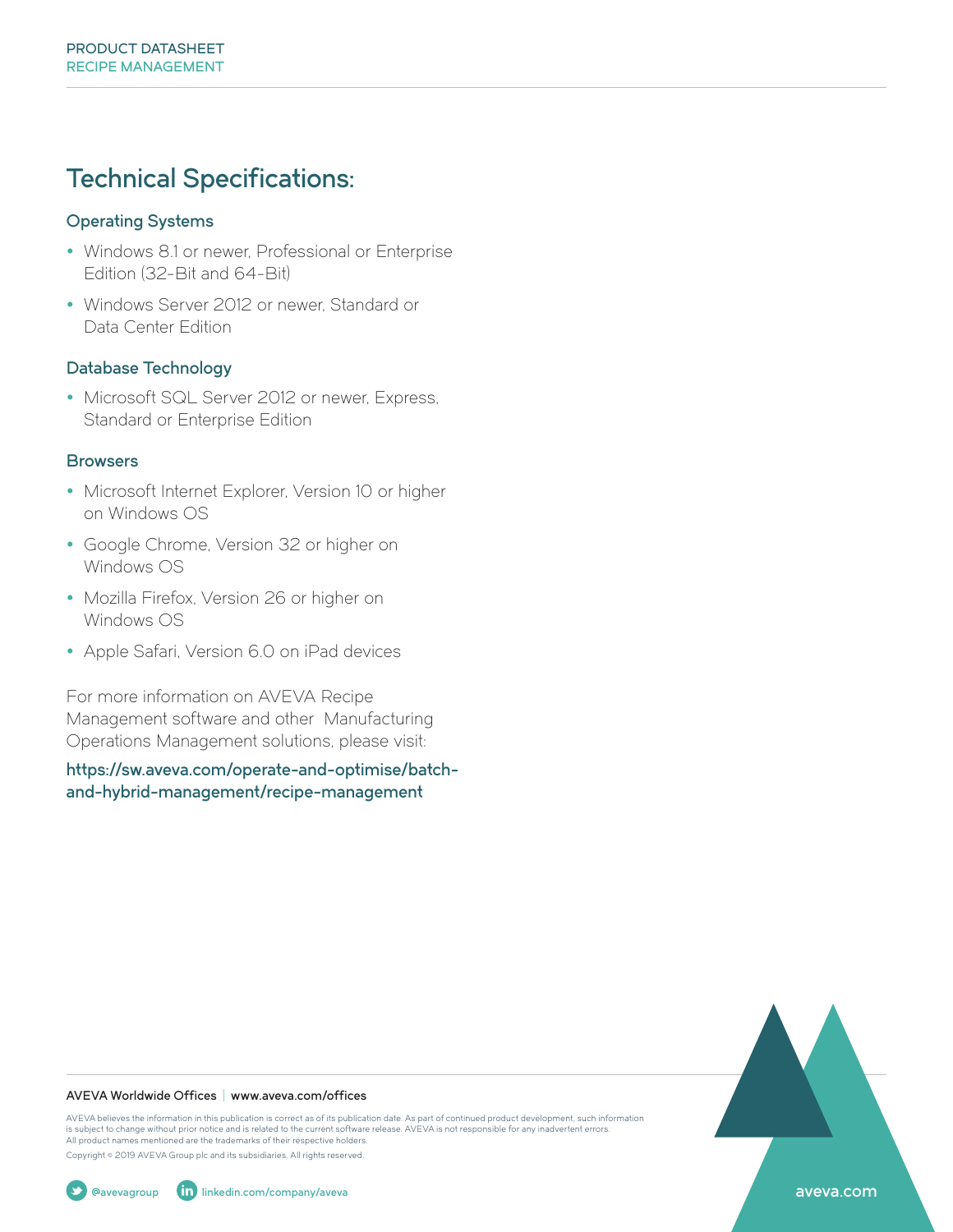# Technical Specifications:

### Operating Systems

- Windows 8.1 or newer, Professional or Enterprise Edition (32-Bit and 64-Bit)
- Windows Server 2012 or newer, Standard or Data Center Edition

### Database Technology

- Microsoft SQL Server 2012 or newer, Express, Standard or Enterprise Edition

### Browsers

- Microsoft Internet Explorer, Version 10 or higher on Windows OS
- Google Chrome, Version 32 or higher on Windows OS
- Mozilla Firefox, Version 26 or higher on Windows OS
- Apple Safari, Version 6.0 on iPad devices

For more information on AVEVA Recipe Management software and other Manufacturing Operations Management solutions, please visit:

**https://sw.aveva.com/operate-and-optimise/batch-and-hybrid-management/recipe-management**

AVEVA Worldwide Offices | www.aveva.com/offices

AVEVA believes the information in this publication is correct as of its publication date. As part of continued product development, such information is subject to change without prior notice and is related to the current software release. AVEVA is not responsible for any inadvertent errors. All product names mentioned are the trademarks of their respective holders.

Copyright © 2019 AVEVA Group plc and its subsidiaries. All rights reserved.

@avevagroup linkedin.com/company/aveva

aveva.com